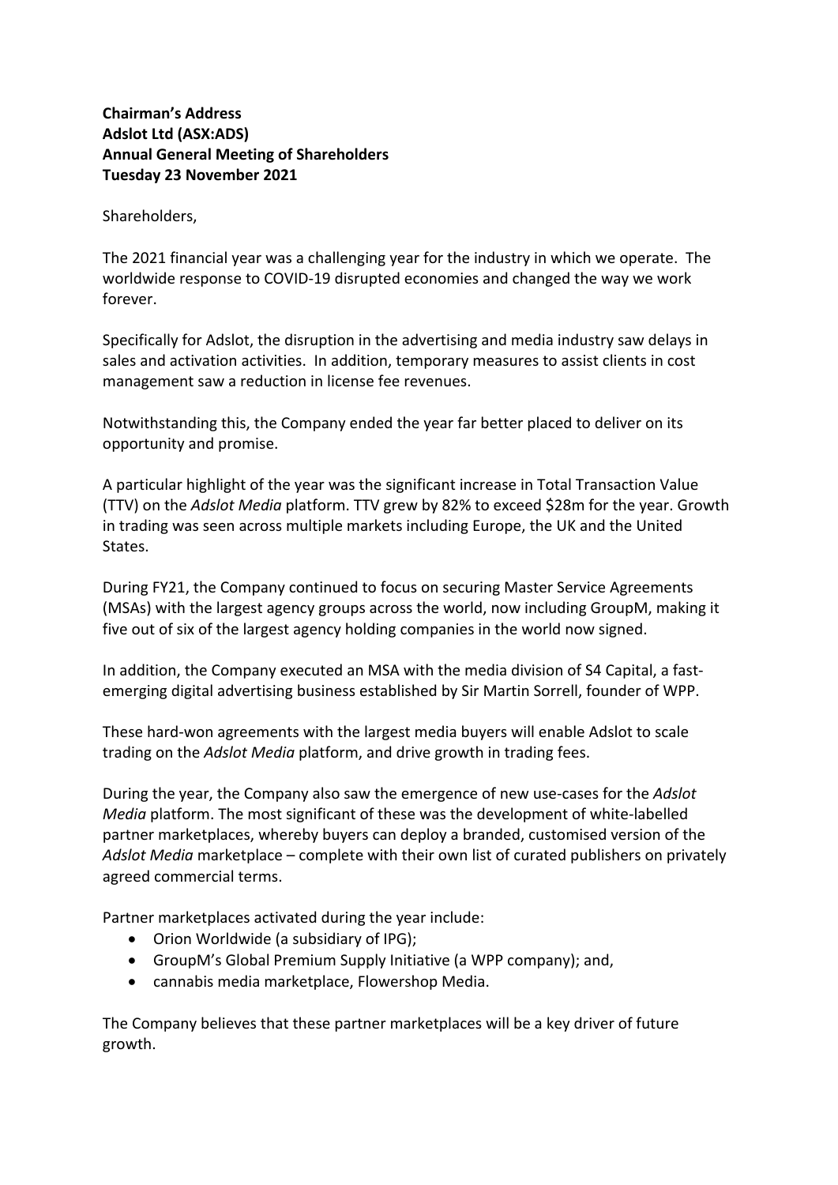**Chairman's Address**
**Adslot Ltd (ASX:ADS)**
**Annual General Meeting of Shareholders**
**Tuesday 23 November 2021**

Shareholders,

The 2021 financial year was a challenging year for the industry in which we operate. The worldwide response to COVID-19 disrupted economies and changed the way we work forever.

Specifically for Adslot, the disruption in the advertising and media industry saw delays in sales and activation activities. In addition, temporary measures to assist clients in cost management saw a reduction in license fee revenues.

Notwithstanding this, the Company ended the year far better placed to deliver on its opportunity and promise.

A particular highlight of the year was the significant increase in Total Transaction Value (TTV) on the *Adslot Media* platform. TTV grew by 82% to exceed $28m for the year. Growth in trading was seen across multiple markets including Europe, the UK and the United States.

During FY21, the Company continued to focus on securing Master Service Agreements (MSAs) with the largest agency groups across the world, now including GroupM, making it five out of six of the largest agency holding companies in the world now signed.

In addition, the Company executed an MSA with the media division of S4 Capital, a fast-emerging digital advertising business established by Sir Martin Sorrell, founder of WPP.

These hard-won agreements with the largest media buyers will enable Adslot to scale trading on the *Adslot Media* platform, and drive growth in trading fees.

During the year, the Company also saw the emergence of new use-cases for the *Adslot Media* platform. The most significant of these was the development of white-labelled partner marketplaces, whereby buyers can deploy a branded, customised version of the *Adslot Media* marketplace – complete with their own list of curated publishers on privately agreed commercial terms.

Partner marketplaces activated during the year include:

- Orion Worldwide (a subsidiary of IPG);
- GroupM's Global Premium Supply Initiative (a WPP company); and,
- cannabis media marketplace, Flowershop Media.

The Company believes that these partner marketplaces will be a key driver of future growth.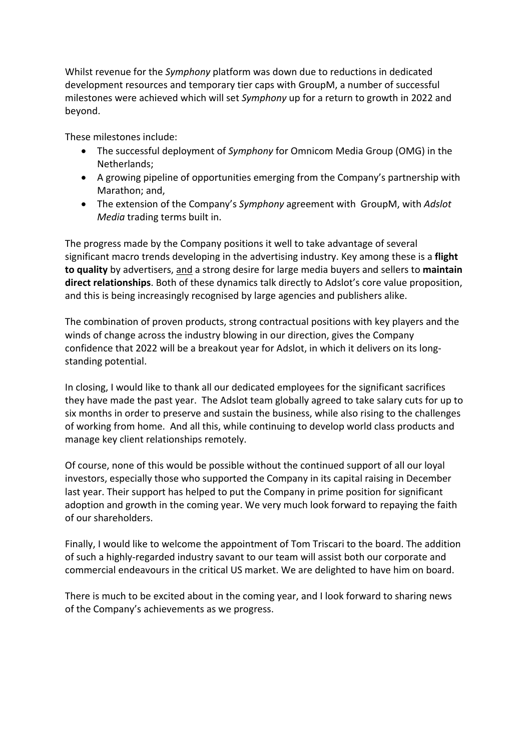Whilst revenue for the *Symphony* platform was down due to reductions in dedicated development resources and temporary tier caps with GroupM, a number of successful milestones were achieved which will set *Symphony* up for a return to growth in 2022 and beyond.

These milestones include:

- The successful deployment of *Symphony* for Omnicom Media Group (OMG) in the Netherlands;
- A growing pipeline of opportunities emerging from the Company's partnership with Marathon; and,
- The extension of the Company's *Symphony* agreement with GroupM, with *Adslot Media* trading terms built in.

The progress made by the Company positions it well to take advantage of several significant macro trends developing in the advertising industry. Key among these is a **flight to quality** by advertisers, <u>and</u> a strong desire for large media buyers and sellers to **maintain direct relationships**. Both of these dynamics talk directly to Adslot's core value proposition, and this is being increasingly recognised by large agencies and publishers alike.

The combination of proven products, strong contractual positions with key players and the winds of change across the industry blowing in our direction, gives the Company confidence that 2022 will be a breakout year for Adslot, in which it delivers on its long-standing potential.

In closing, I would like to thank all our dedicated employees for the significant sacrifices they have made the past year. The Adslot team globally agreed to take salary cuts for up to six months in order to preserve and sustain the business, while also rising to the challenges of working from home. And all this, while continuing to develop world class products and manage key client relationships remotely.

Of course, none of this would be possible without the continued support of all our loyal investors, especially those who supported the Company in its capital raising in December last year. Their support has helped to put the Company in prime position for significant adoption and growth in the coming year. We very much look forward to repaying the faith of our shareholders.

Finally, I would like to welcome the appointment of Tom Triscari to the board. The addition of such a highly-regarded industry savant to our team will assist both our corporate and commercial endeavours in the critical US market. We are delighted to have him on board.

There is much to be excited about in the coming year, and I look forward to sharing news of the Company's achievements as we progress.